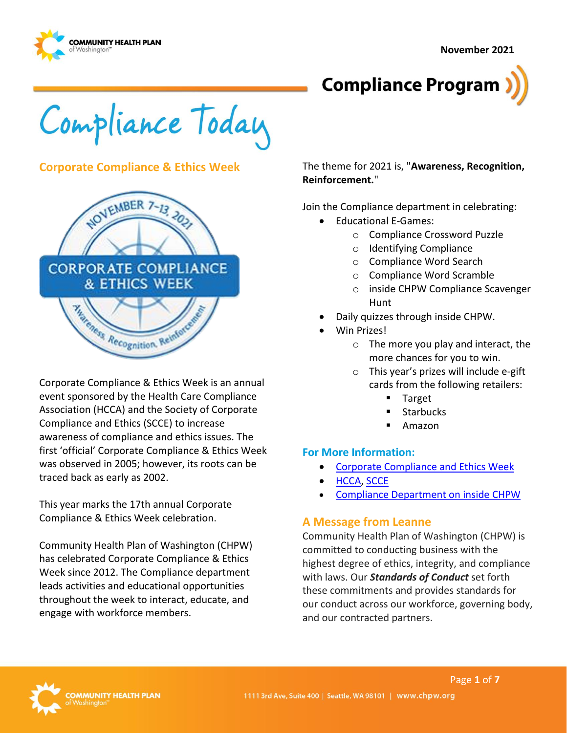November 2021

# Compliance Program

# Compliance Today

## Corporate Compliance & Ethics Week

Corporate Compliance & Ethics Week is an annual event sponsored by the Health Care Compliance Association (HCCA) and the Society of Corporate Compliance and Ethics (SCCE) to increase awareness of compliance and ethics issues. The first 'official' Corporate Compliance & Ethics Week was observed in 2005; however, its roots can be traced back as early as 2002.

This year marks the 17th annual Corporate Compliance & Ethics Week celebration.

Community Health Plan of Washington (CHPW) has celebrated Corporate Compliance & Ethics Week since 2012. The Compliance department leads activities and educational opportunities throughout the week to interact, educate, and engage with workforce members.

The theme for 2021 is, "**Awareness, Recognition, Reinforcement.**"

Join the Compliance department in celebrating:

- Educational E-Games:
  - Compliance Crossword Puzzle
  - Identifying Compliance
  - Compliance Word Search
  - Compliance Word Scramble
  - inside CHPW Compliance Scavenger Hunt
- Daily quizzes through inside CHPW.
- Win Prizes!
  - The more you play and interact, the more chances for you to win.
  - This year's prizes will include e-gift cards from the following retailers:
    - Target
    - Starbucks
    - Amazon

### For More Information:

- Corporate Compliance and Ethics Week
- HCCA, SCCE
- Compliance Department on inside CHPW

## A Message from Leanne

Community Health Plan of Washington (CHPW) is committed to conducting business with the highest degree of ethics, integrity, and compliance with laws. Our ***Standards of Conduct*** set forth these commitments and provides standards for our conduct across our workforce, governing body, and our contracted partners.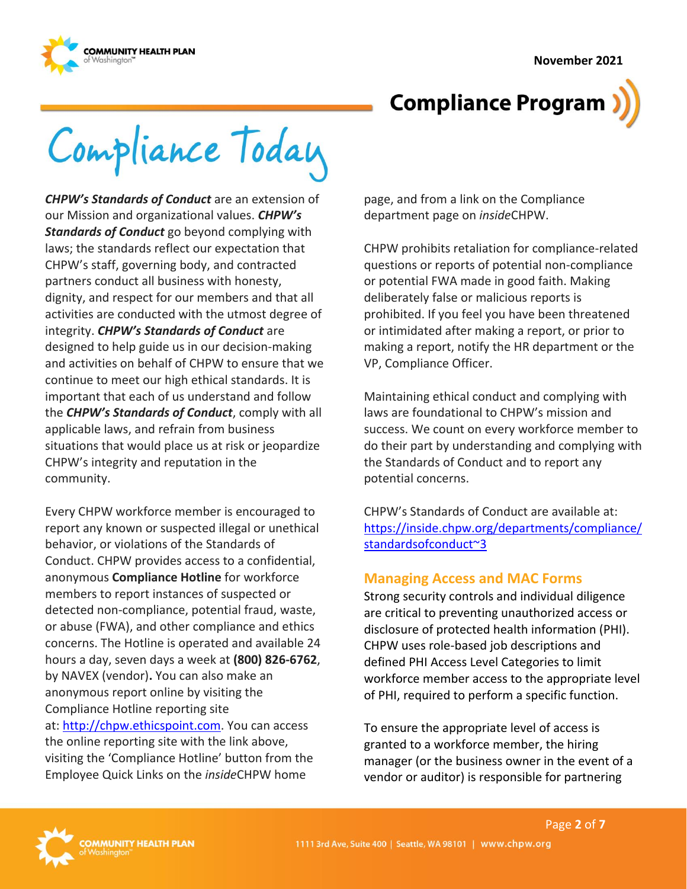# Compliance Program

## Compliance Today

***CHPW's Standards of Conduct*** are an extension of our Mission and organizational values. ***CHPW's Standards of Conduct*** go beyond complying with laws; the standards reflect our expectation that CHPW's staff, governing body, and contracted partners conduct all business with honesty, dignity, and respect for our members and that all activities are conducted with the utmost degree of integrity. ***CHPW's Standards of Conduct*** are designed to help guide us in our decision-making and activities on behalf of CHPW to ensure that we continue to meet our high ethical standards. It is important that each of us understand and follow the ***CHPW's Standards of Conduct***, comply with all applicable laws, and refrain from business situations that would place us at risk or jeopardize CHPW's integrity and reputation in the community.

Every CHPW workforce member is encouraged to report any known or suspected illegal or unethical behavior, or violations of the Standards of Conduct. CHPW provides access to a confidential, anonymous **Compliance Hotline** for workforce members to report instances of suspected or detected non-compliance, potential fraud, waste, or abuse (FWA), and other compliance and ethics concerns. The Hotline is operated and available 24 hours a day, seven days a week at **(800) 826-6762**, by NAVEX (vendor)**.** You can also make an anonymous report online by visiting the Compliance Hotline reporting site at: [http://chpw.ethicspoint.com](http://chpw.ethicspoint.com). You can access the online reporting site with the link above, visiting the 'Compliance Hotline' button from the Employee Quick Links on the *inside*CHPW home page, and from a link on the Compliance department page on *inside*CHPW.

CHPW prohibits retaliation for compliance-related questions or reports of potential non-compliance or potential FWA made in good faith. Making deliberately false or malicious reports is prohibited. If you feel you have been threatened or intimidated after making a report, or prior to making a report, notify the HR department or the VP, Compliance Officer.

Maintaining ethical conduct and complying with laws are foundational to CHPW's mission and success. We count on every workforce member to do their part by understanding and complying with the Standards of Conduct and to report any potential concerns.

CHPW's Standards of Conduct are available at: [https://inside.chpw.org/departments/compliance/standardsofconduct~3](https://inside.chpw.org/departments/compliance/standardsofconduct~3)

### Managing Access and MAC Forms

Strong security controls and individual diligence are critical to preventing unauthorized access or disclosure of protected health information (PHI). CHPW uses role-based job descriptions and defined PHI Access Level Categories to limit workforce member access to the appropriate level of PHI, required to perform a specific function.

To ensure the appropriate level of access is granted to a workforce member, the hiring manager (or the business owner in the event of a vendor or auditor) is responsible for partnering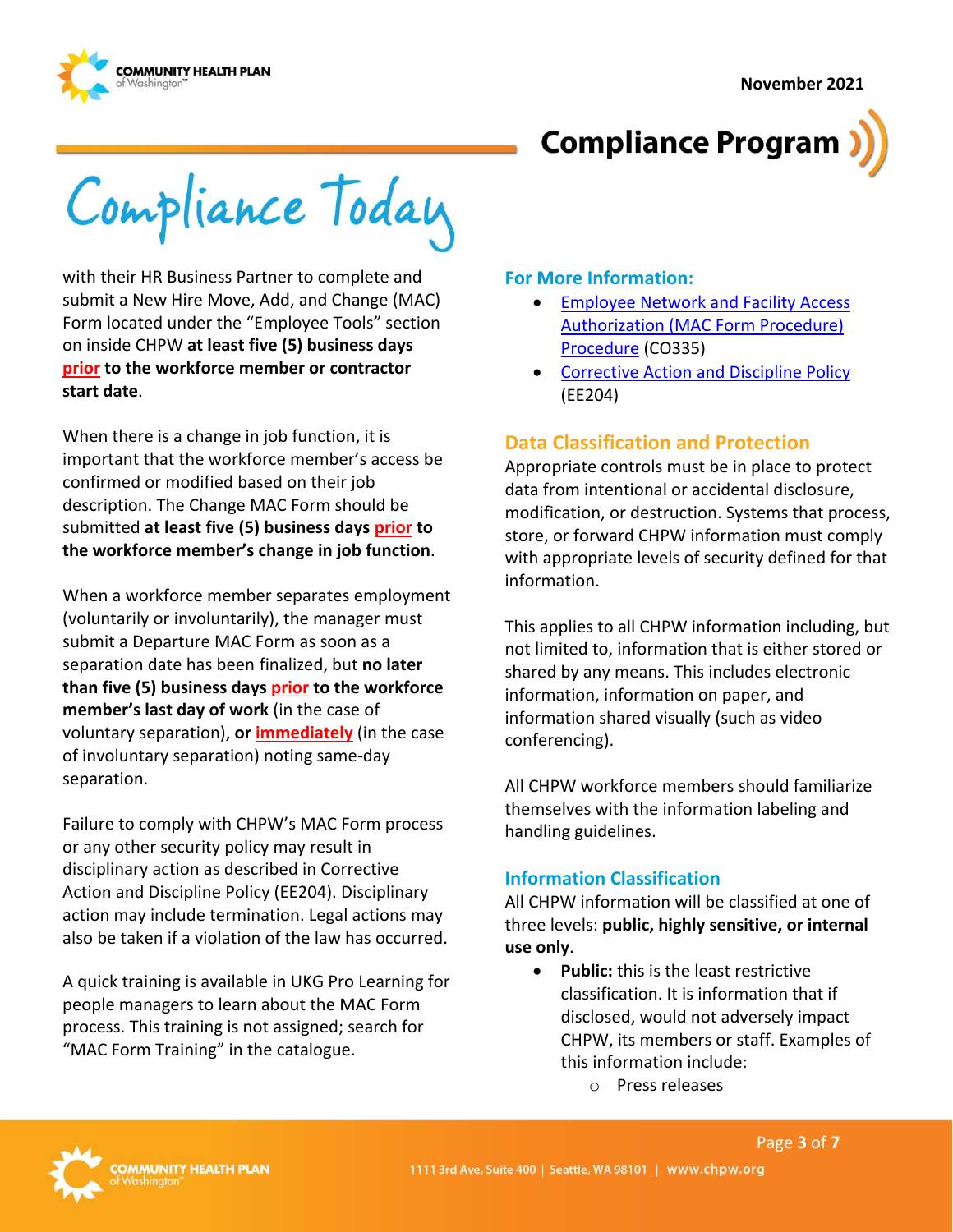with their HR Business Partner to complete and submit a New Hire Move, Add, and Change (MAC) Form located under the "Employee Tools" section on inside CHPW **at least five (5) business days prior to the workforce member or contractor start date**.

When there is a change in job function, it is important that the workforce member's access be confirmed or modified based on their job description. The Change MAC Form should be submitted **at least five (5) business days prior to the workforce member's change in job function**.

When a workforce member separates employment (voluntarily or involuntarily), the manager must submit a Departure MAC Form as soon as a separation date has been finalized, but **no later than five (5) business days prior to the workforce member's last day of work** (in the case of voluntary separation), **or immediately** (in the case of involuntary separation) noting same-day separation.

Failure to comply with CHPW's MAC Form process or any other security policy may result in disciplinary action as described in Corrective Action and Discipline Policy (EE204). Disciplinary action may include termination. Legal actions may also be taken if a violation of the law has occurred.

A quick training is available in UKG Pro Learning for people managers to learn about the MAC Form process. This training is not assigned; search for "MAC Form Training" in the catalogue.

### For More Information:

- Employee Network and Facility Access Authorization (MAC Form Procedure) Procedure (CO335)
- Corrective Action and Discipline Policy (EE204)

## Data Classification and Protection

Appropriate controls must be in place to protect data from intentional or accidental disclosure, modification, or destruction. Systems that process, store, or forward CHPW information must comply with appropriate levels of security defined for that information.

This applies to all CHPW information including, but not limited to, information that is either stored or shared by any means. This includes electronic information, information on paper, and information shared visually (such as video conferencing).

All CHPW workforce members should familiarize themselves with the information labeling and handling guidelines.

### Information Classification

All CHPW information will be classified at one of three levels: **public, highly sensitive, or internal use only**.

- **Public:** this is the least restrictive classification. It is information that if disclosed, would not adversely impact CHPW, its members or staff. Examples of this information include:
  - Press releases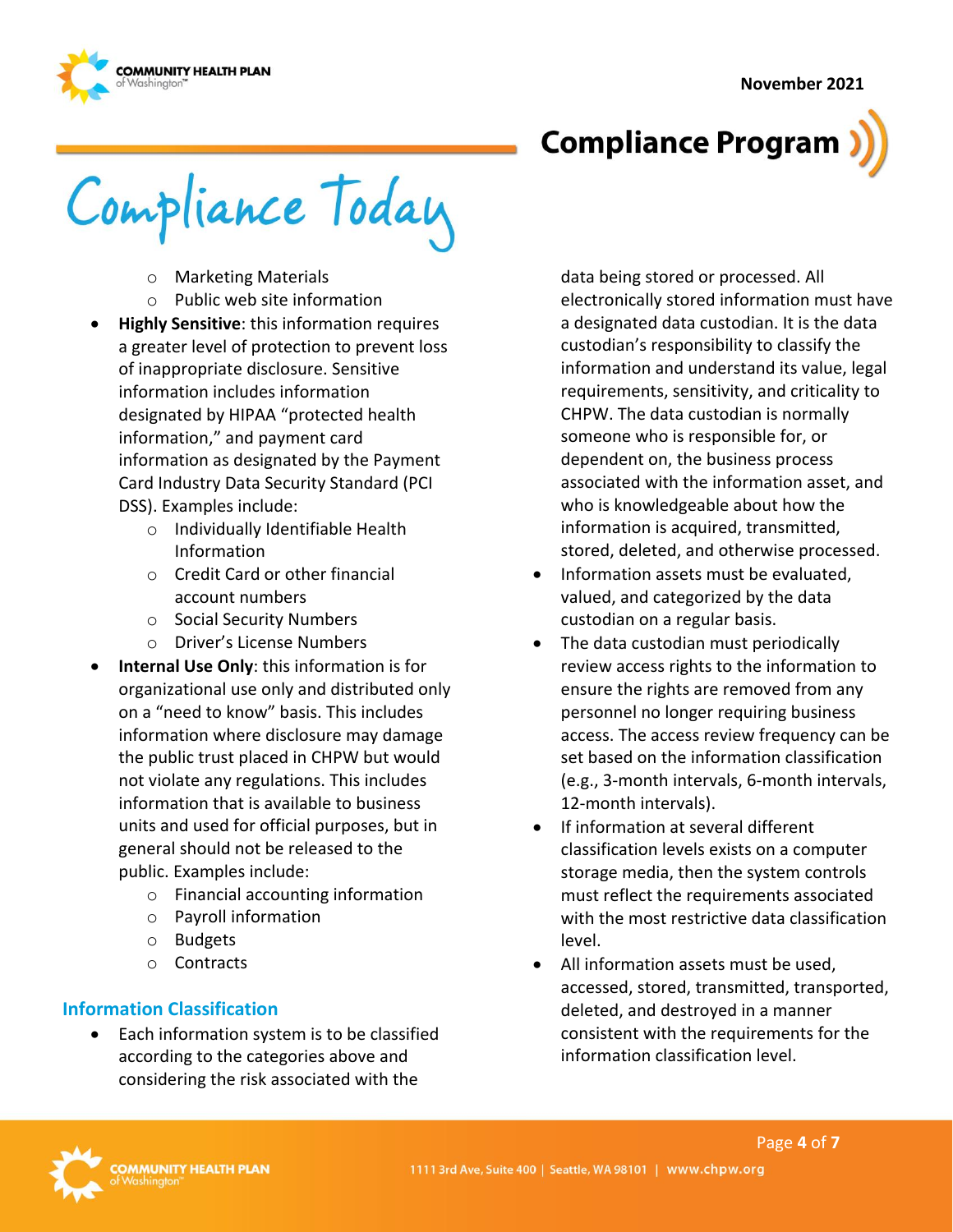- Marketing Materials
  - Public web site information
- **Highly Sensitive**: this information requires a greater level of protection to prevent loss of inappropriate disclosure. Sensitive information includes information designated by HIPAA "protected health information," and payment card information as designated by the Payment Card Industry Data Security Standard (PCI DSS). Examples include:
  - Individually Identifiable Health Information
  - Credit Card or other financial account numbers
  - Social Security Numbers
  - Driver's License Numbers
- **Internal Use Only**: this information is for organizational use only and distributed only on a "need to know" basis. This includes information where disclosure may damage the public trust placed in CHPW but would not violate any regulations. This includes information that is available to business units and used for official purposes, but in general should not be released to the public. Examples include:
  - Financial accounting information
  - Payroll information
  - Budgets
  - Contracts

## Information Classification

- Each information system is to be classified according to the categories above and considering the risk associated with the data being stored or processed. All electronically stored information must have a designated data custodian. It is the data custodian's responsibility to classify the information and understand its value, legal requirements, sensitivity, and criticality to CHPW. The data custodian is normally someone who is responsible for, or dependent on, the business process associated with the information asset, and who is knowledgeable about how the information is acquired, transmitted, stored, deleted, and otherwise processed.
- Information assets must be evaluated, valued, and categorized by the data custodian on a regular basis.
- The data custodian must periodically review access rights to the information to ensure the rights are removed from any personnel no longer requiring business access. The access review frequency can be set based on the information classification (e.g., 3-month intervals, 6-month intervals, 12-month intervals).
- If information at several different classification levels exists on a computer storage media, then the system controls must reflect the requirements associated with the most restrictive data classification level.
- All information assets must be used, accessed, stored, transmitted, transported, deleted, and destroyed in a manner consistent with the requirements for the information classification level.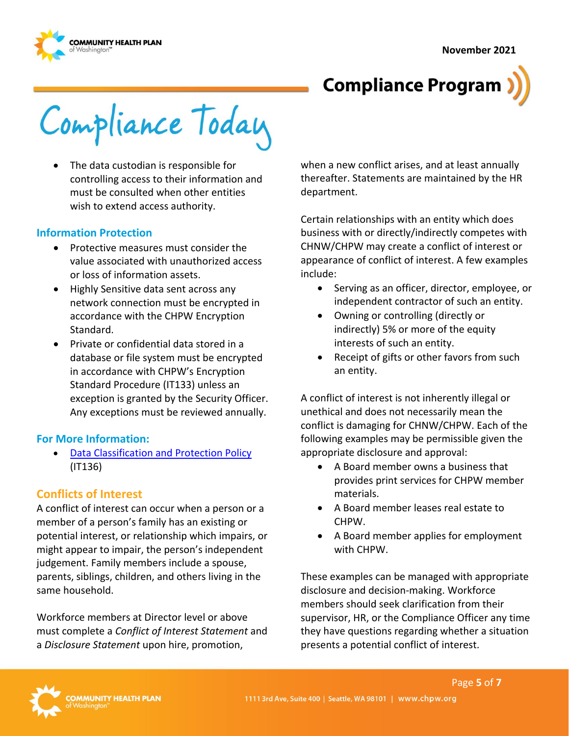- The data custodian is responsible for controlling access to their information and must be consulted when other entities wish to extend access authority.

### Information Protection

- Protective measures must consider the value associated with unauthorized access or loss of information assets.
- Highly Sensitive data sent across any network connection must be encrypted in accordance with the CHPW Encryption Standard.
- Private or confidential data stored in a database or file system must be encrypted in accordance with CHPW's Encryption Standard Procedure (IT133) unless an exception is granted by the Security Officer. Any exceptions must be reviewed annually.

### For More Information:

- [Data Classification and Protection Policy](#) (IT136)

## Conflicts of Interest

A conflict of interest can occur when a person or a member of a person's family has an existing or potential interest, or relationship which impairs, or might appear to impair, the person's independent judgement. Family members include a spouse, parents, siblings, children, and others living in the same household.

Workforce members at Director level or above must complete a *Conflict of Interest Statement* and a *Disclosure Statement* upon hire, promotion, when a new conflict arises, and at least annually thereafter. Statements are maintained by the HR department.

Certain relationships with an entity which does business with or directly/indirectly competes with CHNW/CHPW may create a conflict of interest or appearance of conflict of interest. A few examples include:

- Serving as an officer, director, employee, or independent contractor of such an entity.
- Owning or controlling (directly or indirectly) 5% or more of the equity interests of such an entity.
- Receipt of gifts or other favors from such an entity.

A conflict of interest is not inherently illegal or unethical and does not necessarily mean the conflict is damaging for CHNW/CHPW. Each of the following examples may be permissible given the appropriate disclosure and approval:

- A Board member owns a business that provides print services for CHPW member materials.
- A Board member leases real estate to CHPW.
- A Board member applies for employment with CHPW.

These examples can be managed with appropriate disclosure and decision-making. Workforce members should seek clarification from their supervisor, HR, or the Compliance Officer any time they have questions regarding whether a situation presents a potential conflict of interest.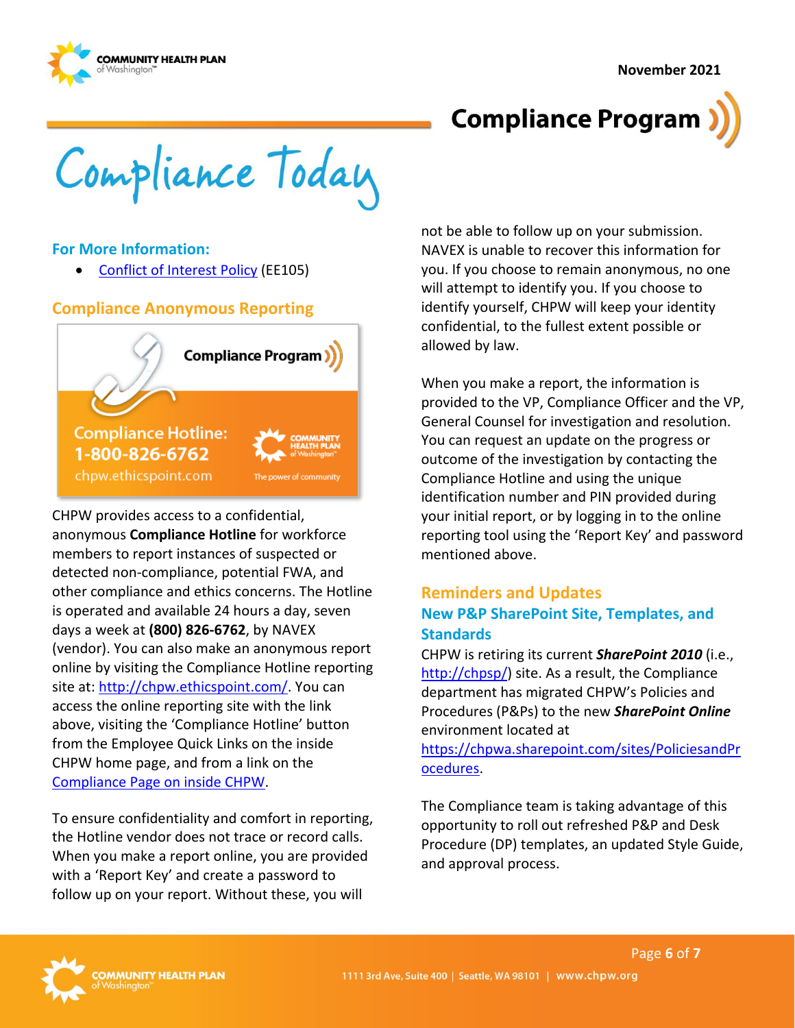### For More Information:

- [Conflict of Interest Policy](#) (EE105)

## Compliance Anonymous Reporting

Compliance Program

Compliance Hotline: 1-800-826-6762
chpw.ethicspoint.com

CHPW provides access to a confidential, anonymous **Compliance Hotline** for workforce members to report instances of suspected or detected non-compliance, potential FWA, and other compliance and ethics concerns. The Hotline is operated and available 24 hours a day, seven days a week at **(800) 826-6762**, by NAVEX (vendor). You can also make an anonymous report online by visiting the Compliance Hotline reporting site at: http://chpw.ethicspoint.com/. You can access the online reporting site with the link above, visiting the 'Compliance Hotline' button from the Employee Quick Links on the inside CHPW home page, and from a link on the Compliance Page on inside CHPW.

To ensure confidentiality and comfort in reporting, the Hotline vendor does not trace or record calls. When you make a report online, you are provided with a 'Report Key' and create a password to follow up on your report. Without these, you will not be able to follow up on your submission. NAVEX is unable to recover this information for you. If you choose to remain anonymous, no one will attempt to identify you. If you choose to identify yourself, CHPW will keep your identity confidential, to the fullest extent possible or allowed by law.

When you make a report, the information is provided to the VP, Compliance Officer and the VP, General Counsel for investigation and resolution. You can request an update on the progress or outcome of the investigation by contacting the Compliance Hotline and using the unique identification number and PIN provided during your initial report, or by logging in to the online reporting tool using the 'Report Key' and password mentioned above.

## Reminders and Updates

### New P&P SharePoint Site, Templates, and Standards

CHPW is retiring its current ***SharePoint 2010*** (i.e., http://chpsp/) site. As a result, the Compliance department has migrated CHPW's Policies and Procedures (P&Ps) to the new ***SharePoint Online*** environment located at https://chpwa.sharepoint.com/sites/PoliciesandProcedures.

The Compliance team is taking advantage of this opportunity to roll out refreshed P&P and Desk Procedure (DP) templates, an updated Style Guide, and approval process.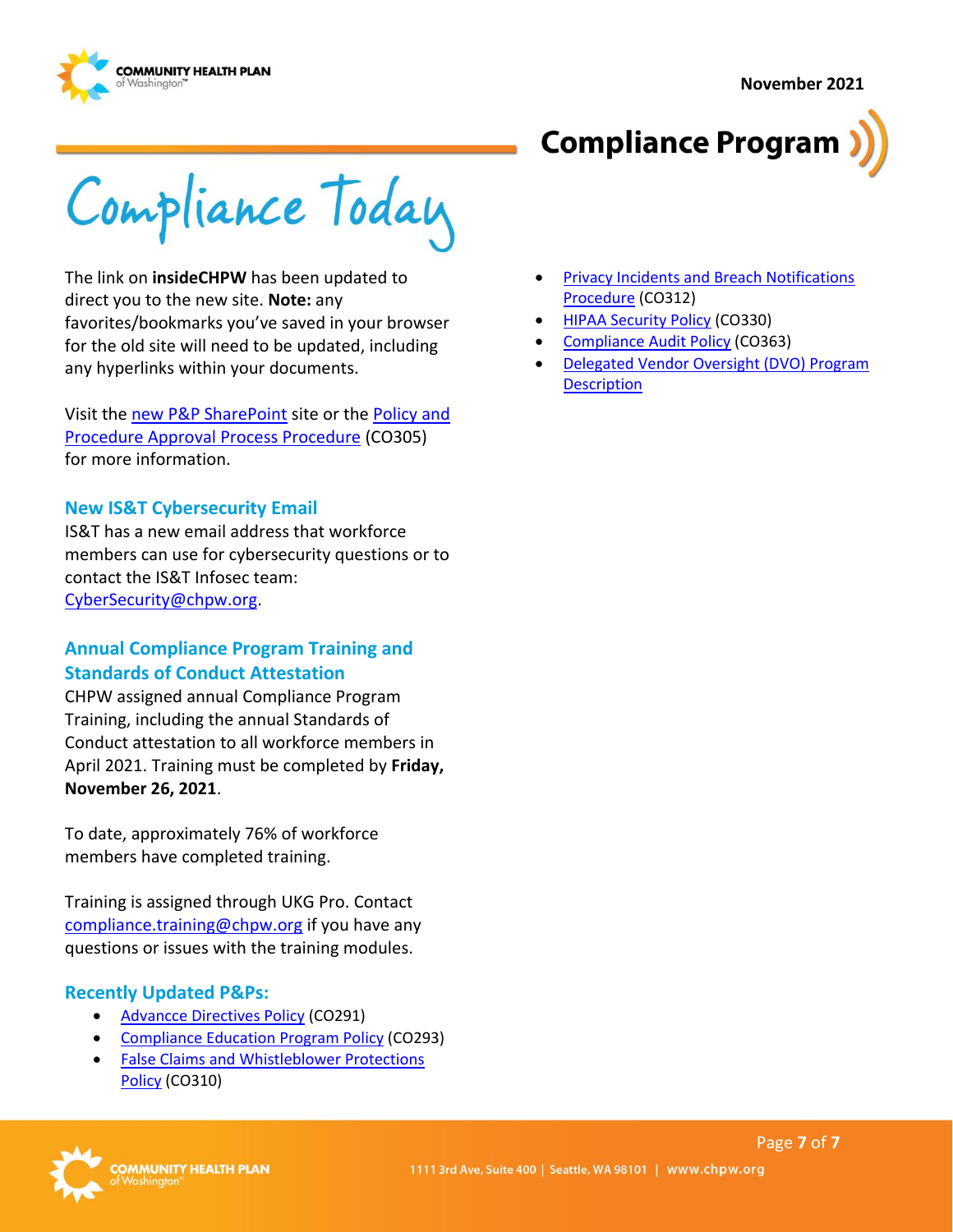The link on **insideCHPW** has been updated to direct you to the new site. **Note:** any favorites/bookmarks you've saved in your browser for the old site will need to be updated, including any hyperlinks within your documents.

Visit the new P&P SharePoint site or the Policy and Procedure Approval Process Procedure (CO305) for more information.

## New IS&T Cybersecurity Email

IS&T has a new email address that workforce members can use for cybersecurity questions or to contact the IS&T Infosec team: CyberSecurity@chpw.org.

## Annual Compliance Program Training and Standards of Conduct Attestation

CHPW assigned annual Compliance Program Training, including the annual Standards of Conduct attestation to all workforce members in April 2021. Training must be completed by **Friday, November 26, 2021**.

To date, approximately 76% of workforce members have completed training.

Training is assigned through UKG Pro. Contact compliance.training@chpw.org if you have any questions or issues with the training modules.

## Recently Updated P&Ps:

- Advancce Directives Policy (CO291)
- Compliance Education Program Policy (CO293)
- False Claims and Whistleblower Protections Policy (CO310)
- Privacy Incidents and Breach Notifications Procedure (CO312)
- HIPAA Security Policy (CO330)
- Compliance Audit Policy (CO363)
- Delegated Vendor Oversight (DVO) Program Description